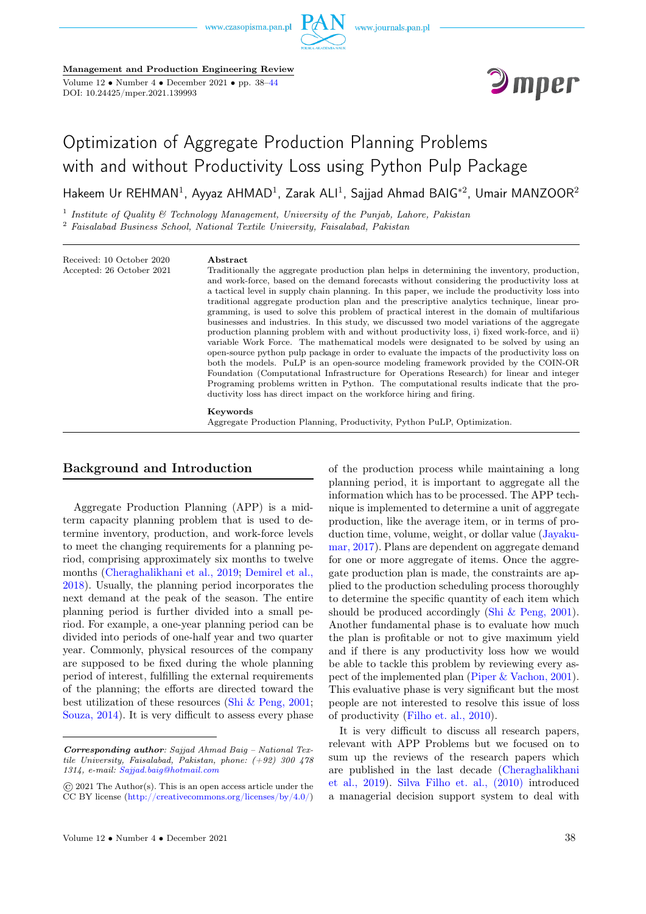# Optimization of Aggregate Production Planning Problems with and without Productivity Loss using Python Pulp Package

Hakeem Ur REHMAN[1], Ayyaz AHMAD[1], Zarak ALI[1], Sajjad Ahmad BAIG*[2], Umair MANZOOR[2]

[1] *Institute of Quality & Technology Management, University of the Punjab, Lahore, Pakistan*
[2] *Faisalabad Business School, National Textile University, Faisalabad, Pakistan*

Received: 10 October 2020
Accepted: 26 October 2021

**Abstract**

Traditionally the aggregate production plan helps in determining the inventory, production, and work-force, based on the demand forecasts without considering the productivity loss at a tactical level in supply chain planning. In this paper, we include the productivity loss into traditional aggregate production plan and the prescriptive analytics technique, linear programming, is used to solve this problem of practical interest in the domain of multifarious businesses and industries. In this study, we discussed two model variations of the aggregate production planning problem with and without productivity loss, i) fixed work-force, and ii) variable Work Force. The mathematical models were designated to be solved by using an open-source python pulp package in order to evaluate the impacts of the productivity loss on both the models. PuLP is an open-source modeling framework provided by the COIN-OR Foundation (Computational Infrastructure for Operations Research) for linear and integer Programing problems written in Python. The computational results indicate that the productivity loss has direct impact on the workforce hiring and firing.

**Keywords**

Aggregate Production Planning, Productivity, Python PuLP, Optimization.

## Background and Introduction

Aggregate Production Planning (APP) is a mid-term capacity planning problem that is used to determine inventory, production, and work-force levels to meet the changing requirements for a planning period, comprising approximately six months to twelve months (Cheraghalikhani et al., 2019; Demirel et al., 2018). Usually, the planning period incorporates the next demand at the peak of the season. The entire planning period is further divided into a small period. For example, a one-year planning period can be divided into periods of one-half year and two quarter year. Commonly, physical resources of the company are supposed to be fixed during the whole planning period of interest, fulfilling the external requirements of the planning; the efforts are directed toward the best utilization of these resources (Shi & Peng, 2001; Souza, 2014). It is very difficult to assess every phase of the production process while maintaining a long planning period, it is important to aggregate all the information which has to be processed. The APP technique is implemented to determine a unit of aggregate production, like the average item, or in terms of production time, volume, weight, or dollar value (Jayakumar, 2017). Plans are dependent on aggregate demand for one or more aggregate of items. Once the aggregate production plan is made, the constraints are applied to the production scheduling process thoroughly to determine the specific quantity of each item which should be produced accordingly (Shi & Peng, 2001). Another fundamental phase is to evaluate how much the plan is profitable or not to give maximum yield and if there is any productivity loss how we would be able to tackle this problem by reviewing every aspect of the implemented plan (Piper & Vachon, 2001). This evaluative phase is very significant but the most people are not interested to resolve this issue of loss of productivity (Filho et. al., 2010).

It is very difficult to discuss all research papers, relevant with APP Problems but we focused on to sum up the reviews of the research papers which are published in the last decade (Cheraghalikhani et al., 2019). Silva Filho et. al., (2010) introduced a managerial decision support system to deal with

---

***Corresponding author**: Sajjad Ahmad Baig – National Textile University, Faisalabad, Pakistan, phone: (+92) 300 478 1314, e-mail: Sajjad.baig@hotmail.com*

© 2021 The Author(s). This is an open access article under the CC BY license (http://creativecommons.org/licenses/by/4.0/)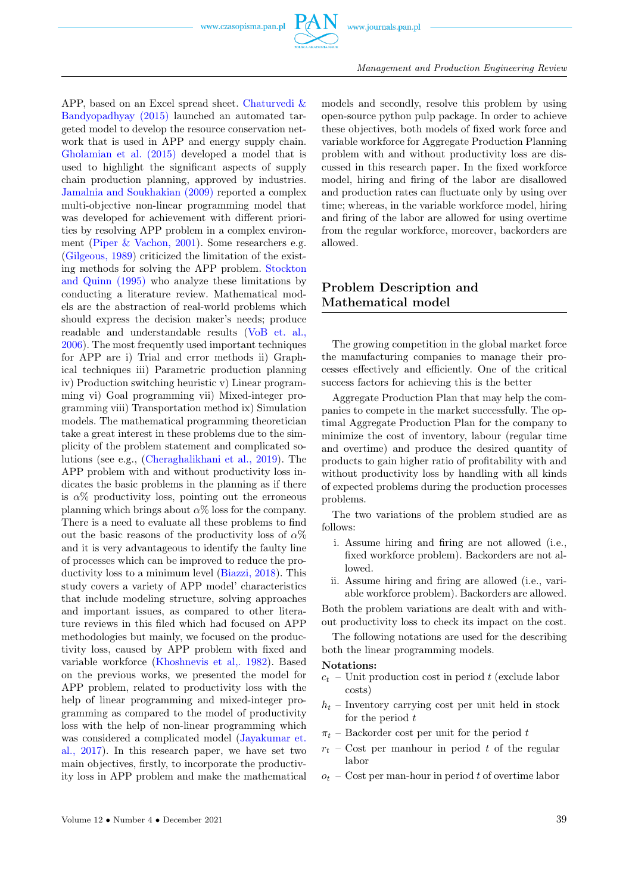APP, based on an Excel spread sheet. Chaturvedi & Bandyopadhyay (2015) launched an automated targeted model to develop the resource conservation network that is used in APP and energy supply chain. Gholamian et al. (2015) developed a model that is used to highlight the significant aspects of supply chain production planning, approved by industries. Jamalnia and Soukhakian (2009) reported a complex multi-objective non-linear programming model that was developed for achievement with different priorities by resolving APP problem in a complex environment (Piper & Vachon, 2001). Some researchers e.g. (Gilgeous, 1989) criticized the limitation of the existing methods for solving the APP problem. Stockton and Quinn (1995) who analyze these limitations by conducting a literature review. Mathematical models are the abstraction of real-world problems which should express the decision maker's needs; produce readable and understandable results (VoB et. al., 2006). The most frequently used important techniques for APP are i) Trial and error methods ii) Graphical techniques iii) Parametric production planning iv) Production switching heuristic v) Linear programming vi) Goal programming vii) Mixed-integer programming viii) Transportation method ix) Simulation models. The mathematical programming theoretician take a great interest in these problems due to the simplicity of the problem statement and complicated solutions (see e.g., (Cheraghalikhani et al., 2019). The APP problem with and without productivity loss indicates the basic problems in the planning as if there is $\alpha$% productivity loss, pointing out the erroneous planning which brings about $\alpha$% loss for the company. There is a need to evaluate all these problems to find out the basic reasons of the productivity loss of $\alpha$% and it is very advantageous to identify the faulty line of processes which can be improved to reduce the productivity loss to a minimum level (Biazzi, 2018). This study covers a variety of APP model' characteristics that include modeling structure, solving approaches and important issues, as compared to other literature reviews in this filed which had focused on APP methodologies but mainly, we focused on the productivity loss, caused by APP problem with fixed and variable workforce (Khoshnevis et al,. 1982). Based on the previous works, we presented the model for APP problem, related to productivity loss with the help of linear programming and mixed-integer programming as compared to the model of productivity loss with the help of non-linear programming which was considered a complicated model (Jayakumar et. al., 2017). In this research paper, we have set two main objectives, firstly, to incorporate the productivity loss in APP problem and make the mathematical models and secondly, resolve this problem by using open-source python pulp package. In order to achieve these objectives, both models of fixed work force and variable workforce for Aggregate Production Planning problem with and without productivity loss are discussed in this research paper. In the fixed workforce model, hiring and firing of the labor are disallowed and production rates can fluctuate only by using over time; whereas, in the variable workforce model, hiring and firing of the labor are allowed for using overtime from the regular workforce, moreover, backorders are allowed.

## Problem Description and Mathematical model

The growing competition in the global market force the manufacturing companies to manage their processes effectively and efficiently. One of the critical success factors for achieving this is the better

Aggregate Production Plan that may help the companies to compete in the market successfully. The optimal Aggregate Production Plan for the company to minimize the cost of inventory, labour (regular time and overtime) and produce the desired quantity of products to gain higher ratio of profitability with and without productivity loss by handling with all kinds of expected problems during the production processes problems.

The two variations of the problem studied are as follows:

i. Assume hiring and firing are not allowed (i.e., fixed workforce problem). Backorders are not allowed.
ii. Assume hiring and firing are allowed (i.e., variable workforce problem). Backorders are allowed.

Both the problem variations are dealt with and without productivity loss to check its impact on the cost.

The following notations are used for the describing both the linear programming models.

**Notations:**

$c_t$ – Unit production cost in period $t$ (exclude labor costs)

$h_t$ – Inventory carrying cost per unit held in stock for the period $t$

$\pi_t$ – Backorder cost per unit for the period $t$

$r_t$ – Cost per manhour in period $t$ of the regular labor

$o_t$ – Cost per man-hour in period $t$ of overtime labor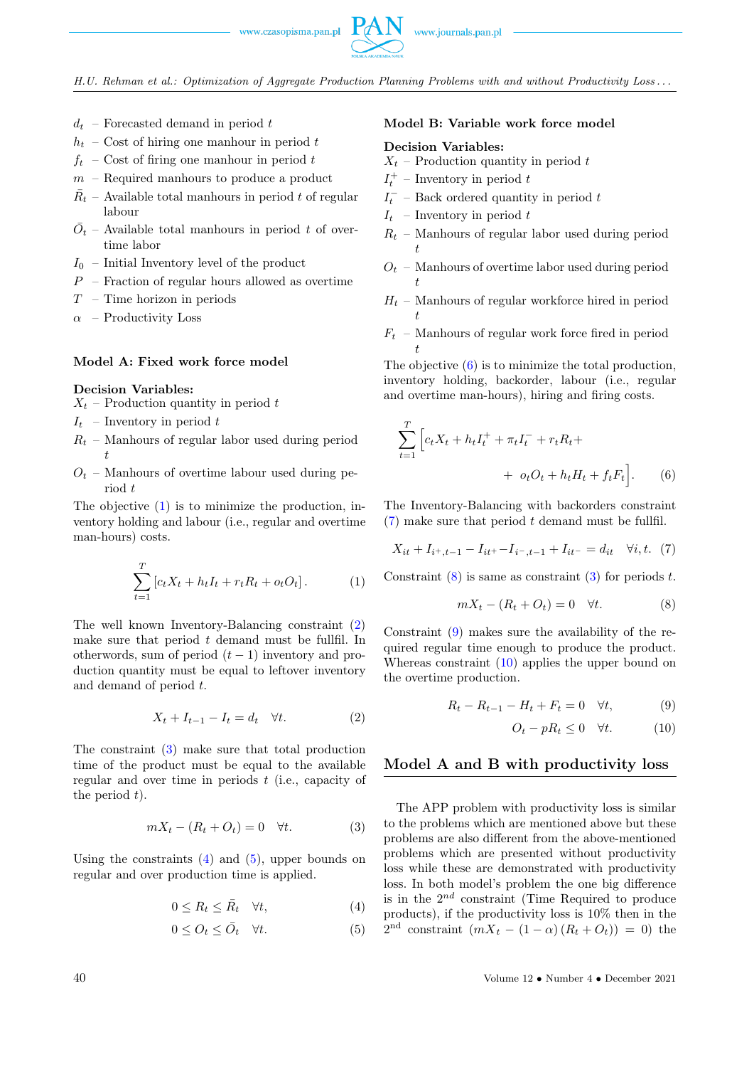- $d_t$ – Forecasted demand in period $t$
- $h_t$ – Cost of hiring one manhour in period $t$
- $f_t$ – Cost of firing one manhour in period $t$
- $m$ – Required manhours to produce a product
- $\bar{R}_t$ – Available total manhours in period $t$ of regular labour
- $\bar{O}_t$ – Available total manhours in period $t$ of overtime labor
- $I_0$ – Initial Inventory level of the product
- $P$ – Fraction of regular hours allowed as overtime
- $T$ – Time horizon in periods
- $\alpha$ – Productivity Loss

**Model A: Fixed work force model**

**Decision Variables:**

- $X_t$ – Production quantity in period $t$
- $I_t$ – Inventory in period $t$
- $R_t$ – Manhours of regular labor used during period $t$
- $O_t$ – Manhours of overtime labour used during period $t$

The objective (1) is to minimize the production, inventory holding and labour (i.e., regular and overtime man-hours) costs.

$$\sum_{t=1}^{T} \left[ c_t X_t + h_t I_t + r_t R_t + o_t O_t \right]. \tag{1}$$

The well known Inventory-Balancing constraint (2) make sure that period $t$ demand must be fullfil. In otherwords, sum of period $(t-1)$ inventory and production quantity must be equal to leftover inventory and demand of period $t$.

$$X_t + I_{t-1} - I_t = d_t \quad \forall t. \tag{2}$$

The constraint (3) make sure that total production time of the product must be equal to the available regular and over time in periods $t$ (i.e., capacity of the period $t$).

$$mX_t - (R_t + O_t) = 0 \quad \forall t. \tag{3}$$

Using the constraints (4) and (5), upper bounds on regular and over production time is applied.

$$0 \le R_t \le \bar{R}_t \quad \forall t, \tag{4}$$

$$0 \le O_t \le \bar{O}_t \quad \forall t. \tag{5}$$

**Model B: Variable work force model**

**Decision Variables:**

- $X_t$ – Production quantity in period $t$
- $I_t^+$ – Inventory in period $t$
- $I_t^-$ – Back ordered quantity in period $t$
- $I_t$ – Inventory in period $t$
- $R_t$ – Manhours of regular labor used during period $t$
- $O_t$ – Manhours of overtime labor used during period $t$
- $H_t$ – Manhours of regular workforce hired in period $t$
- $F_t$ – Manhours of regular work force fired in period $t$

The objective (6) is to minimize the total production, inventory holding, backorder, labour (i.e., regular and overtime man-hours), hiring and firing costs.

$$\sum_{t=1}^{T} \Big[ c_t X_t + h_t I_t^+ + \pi_t I_t^- + r_t R_t + + o_t O_t + h_t H_t + f_t F_t \Big]. \tag{6}$$

The Inventory-Balancing with backorders constraint (7) make sure that period $t$ demand must be fullfil.

$$X_{it} + I_{i^+,t-1} - I_{it^+} - I_{i^-,t-1} + I_{it^-} = d_{it} \quad \forall i, t. \tag{7}$$

Constraint (8) is same as constraint (3) for periods $t$.

$$mX_t - (R_t + O_t) = 0 \quad \forall t. \tag{8}$$

Constraint (9) makes sure the availability of the required regular time enough to produce the product. Whereas constraint (10) applies the upper bound on the overtime production.

$$R_t - R_{t-1} - H_t + F_t = 0 \quad \forall t, \tag{9}$$

$$O_t - pR_t \le 0 \quad \forall t. \tag{10}$$

## Model A and B with productivity loss

The APP problem with productivity loss is similar to the problems which are mentioned above but these problems are also different from the above-mentioned problems which are presented without productivity loss while these are demonstrated with productivity loss. In both model's problem the one big difference is in the $2^{nd}$ constraint (Time Required to produce products), if the productivity loss is 10% then in the $2^{\text{nd}}$ constraint $(mX_t - (1-\alpha)(R_t + O_t)) = 0)$ the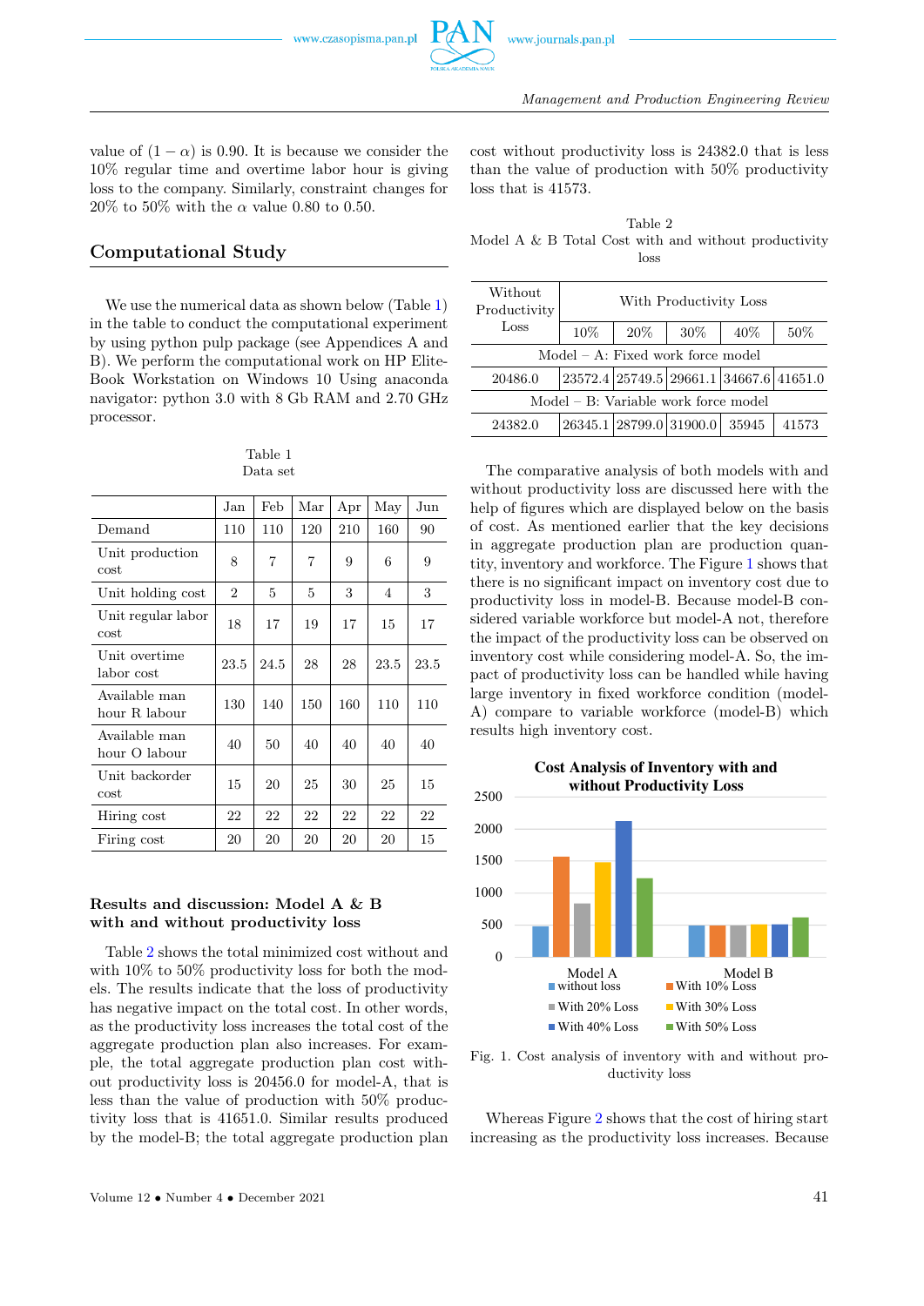value of $(1 - \alpha)$ is 0.90. It is because we consider the 10% regular time and overtime labor hour is giving loss to the company. Similarly, constraint changes for 20% to 50% with the $\alpha$ value 0.80 to 0.50.

## Computational Study

We use the numerical data as shown below (Table 1) in the table to conduct the computational experiment by using python pulp package (see Appendices A and B). We perform the computational work on HP EliteBook Workstation on Windows 10 Using anaconda navigator: python 3.0 with 8 Gb RAM and 2.70 GHz processor.

Table 1
Data set

| | Jan | Feb | Mar | Apr | May | Jun |
|---|---|---|---|---|---|---|
| Demand | 110 | 110 | 120 | 210 | 160 | 90 |
| Unit production cost | 8 | 7 | 7 | 9 | 6 | 9 |
| Unit holding cost | 2 | 5 | 5 | 3 | 4 | 3 |
| Unit regular labor cost | 18 | 17 | 19 | 17 | 15 | 17 |
| Unit overtime labor cost | 23.5 | 24.5 | 28 | 28 | 23.5 | 23.5 |
| Available man hour R labour | 130 | 140 | 150 | 160 | 110 | 110 |
| Available man hour O labour | 40 | 50 | 40 | 40 | 40 | 40 |
| Unit backorder cost | 15 | 20 | 25 | 30 | 25 | 15 |
| Hiring cost | 22 | 22 | 22 | 22 | 22 | 22 |
| Firing cost | 20 | 20 | 20 | 20 | 20 | 15 |

### Results and discussion: Model A & B with and without productivity loss

Table 2 shows the total minimized cost without and with 10% to 50% productivity loss for both the models. The results indicate that the loss of productivity has negative impact on the total cost. In other words, as the productivity loss increases the total cost of the aggregate production plan also increases. For example, the total aggregate production plan cost without productivity loss is 20456.0 for model-A, that is less than the value of production with 50% productivity loss that is 41651.0. Similar results produced by the model-B; the total aggregate production plan cost without productivity loss is 24382.0 that is less than the value of production with 50% productivity loss that is 41573.

Table 2
Model A & B Total Cost with and without productivity loss

| Without Productivity Loss | With Productivity Loss | | | | |
|---|---|---|---|---|---|
| | 10% | 20% | 30% | 40% | 50% |
| Model – A: Fixed work force model | | | | | |
| 20486.0 | 23572.4 | 25749.5 | 29661.1 | 34667.6 | 41651.0 |
| Model – B: Variable work force model | | | | | |
| 24382.0 | 26345.1 | 28799.0 | 31900.0 | 35945 | 41573 |

The comparative analysis of both models with and without productivity loss are discussed here with the help of figures which are displayed below on the basis of cost. As mentioned earlier that the key decisions in aggregate production plan are production quantity, inventory and workforce. The Figure 1 shows that there is no significant impact on inventory cost due to productivity loss in model-B. Because model-B considered variable workforce but model-A not, therefore the impact of the productivity loss can be observed on inventory cost while considering model-A. So, the impact of productivity loss can be handled while having large inventory in fixed workforce condition (model-A) compare to variable workforce (model-B) which results high inventory cost.

Fig. 1. Cost analysis of inventory with and without productivity loss

Whereas Figure 2 shows that the cost of hiring start increasing as the productivity loss increases. Because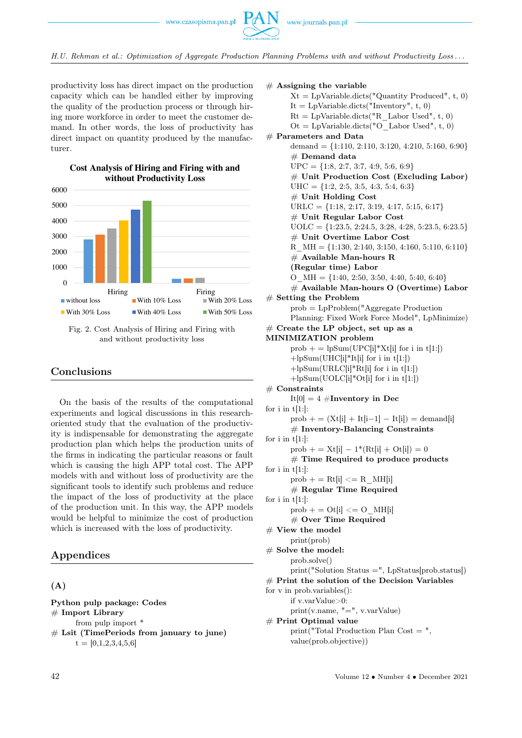productivity loss has direct impact on the production capacity which can be handled either by improving the quality of the production process or through hiring more workforce in order to meet the customer demand. In other words, the loss of productivity has direct impact on quantity produced by the manufacturer.

Fig. 2. Cost Analysis of Hiring and Firing with and without productivity loss

## Conclusions

On the basis of the results of the computational experiments and logical discussions in this research-oriented study that the evaluation of the productivity is indispensable for demonstrating the aggregate production plan which helps the production units of the firms in indicating the particular reasons or fault which is causing the high APP total cost. The APP models with and without loss of productivity are the significant tools to identify such problems and reduce the impact of the loss of productivity at the place of the production unit. In this way, the APP models would be helpful to minimize the cost of production which is increased with the loss of productivity.

## Appendices

### (A)

**Python pulp package: Codes**

```
# Import Library
    from pulp import *
# Lsit (TimePeriods from january to june)
    t = [0,1,2,3,4,5,6]
# Assigning the variable
    Xt = LpVariable.dicts("Quantity Produced", t, 0)
    It = LpVariable.dicts("Inventory", t, 0)
    Rt = LpVariable.dicts("R_Labor Used", t, 0)
    Ot = LpVariable.dicts("O_Labor Used", t, 0)
# Parameters and Data
    demand = {1:110, 2:110, 3:120, 4:210, 5:160, 6:90}
    # Demand data
    UPC = {1:8, 2:7, 3:7, 4:9, 5:6, 6:9}
    # Unit Production Cost (Excluding Labor)
    UHC = {1:2, 2:5, 3:5, 4:3, 5:4, 6:3}
    # Unit Holding Cost
    URLC = {1:18, 2:17, 3:19, 4:17, 5:15, 6:17}
    # Unit Regular Labor Cost
    UOLC = {1:23.5, 2:24.5, 3:28, 4:28, 5:23.5, 6:23.5}
    # Unit Overtime Labor Cost
    R_MH = {1:130, 2:140, 3:150, 4:160, 5:110, 6:110}
    # Available Man-hours R
    (Regular time) Labor
    O_MH = {1:40, 2:50, 3:50, 4:40, 5:40, 6:40}
    # Available Man-hours O (Overtime) Labor
# Setting the Problem
    prob = LpProblem("Aggregate Production
    Planning: Fixed Work Force Model", LpMinimize)
# Create the LP object, set up as a
MINIMIZATION problem
    prob += lpSum(UPC[i]*Xt[i] for i in t[1:])
    +lpSum(UHC[i]*It[i] for i in t[1:])
    +lpSum(URLC[i]*Rt[i] for i in t[1:])
    +lpSum(UOLC[i]*Ot[i] for i in t[1:])
# Constraints
    It[0] = 4 #Inventory in Dec
for i in t[1:]:
    prob += (Xt[i] + It[i−1] − It[i]) = demand[i]
    # Inventory-Balancing Constraints
for i in t[1:]:
    prob += Xt[i] − 1*(Rt[i] + Ot[i]) = 0
    # Time Required to produce products
for i in t[1:]:
    prob += Rt[i] <= R_MH[i]
    # Regular Time Required
for i in t[1:]:
    prob += Ot[i] <= O_MH[i]
    # Over Time Required
# View the model
    print(prob)
# Solve the model:
    prob.solve()
    print("Solution Status =", LpStatus[prob.status])
# Print the solution of the Decision Variables
for v in prob.variables():
    if v.varValue>0:
    print(v.name, "=", v.varValue)
# Print Optimal value
    print("Total Production Plan Cost = ",
    value(prob.objective))
```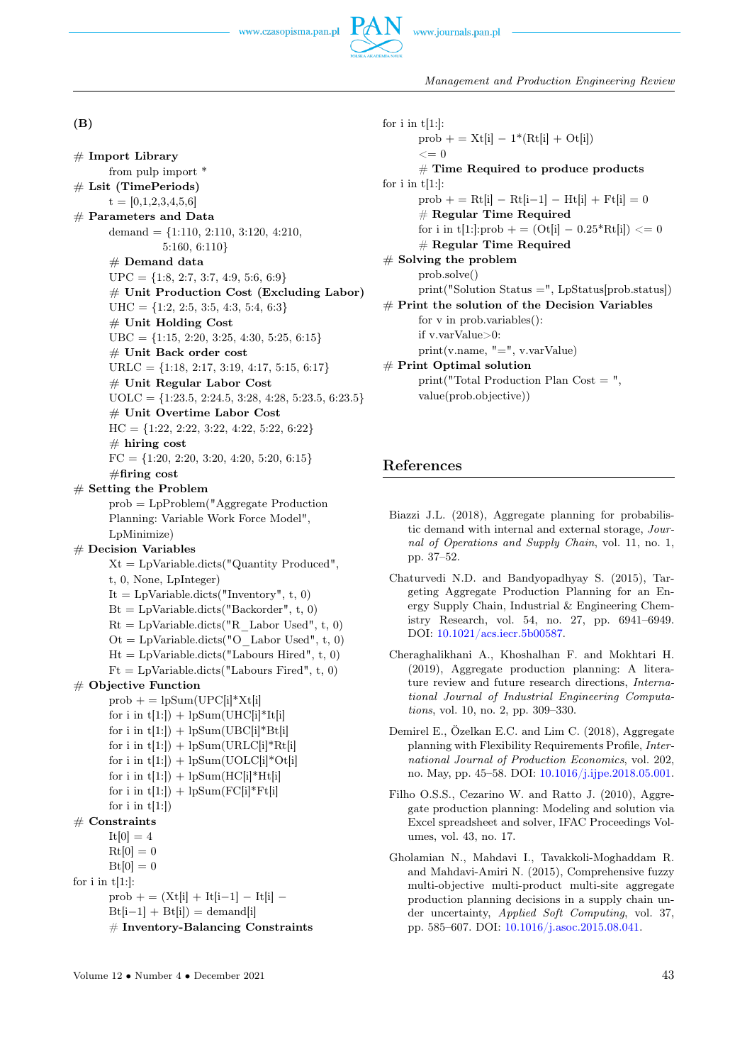**(B)**

```
# Import Library
        from pulp import *
# Lsit (TimePeriods)
        t = [0,1,2,3,4,5,6]
# Parameters and Data
        demand = {1:110, 2:110, 3:120, 4:210,
                  5:160, 6:110}
        # Demand data
        UPC = {1:8, 2:7, 3:7, 4:9, 5:6, 6:9}
        # Unit Production Cost (Excluding Labor)
        UHC = {1:2, 2:5, 3:5, 4:3, 5:4, 6:3}
        # Unit Holding Cost
        UBC = {1:15, 2:20, 3:25, 4:30, 5:25, 6:15}
        # Unit Back order cost
        URLC = {1:18, 2:17, 3:19, 4:17, 5:15, 6:17}
        # Unit Regular Labor Cost
        UOLC = {1:23.5, 2:24.5, 3:28, 4:28, 5:23.5, 6:23.5}
        # Unit Overtime Labor Cost
        HC = {1:22, 2:22, 3:22, 4:22, 5:22, 6:22}
        # hiring cost
        FC = {1:20, 2:20, 3:20, 4:20, 5:20, 6:15}
        #firing cost
# Setting the Problem
        prob = LpProblem("Aggregate Production
        Planning: Variable Work Force Model",
        LpMinimize)
# Decision Variables
        Xt = LpVariable.dicts("Quantity Produced",
        t, 0, None, LpInteger)
        It = LpVariable.dicts("Inventory", t, 0)
        Bt = LpVariable.dicts("Backorder", t, 0)
        Rt = LpVariable.dicts("R_Labor Used", t, 0)
        Ot = LpVariable.dicts("O_Labor Used", t, 0)
        Ht = LpVariable.dicts("Labours Hired", t, 0)
        Ft = LpVariable.dicts("Labours Fired", t, 0)
# Objective Function
        prob += lpSum(UPC[i]*Xt[i]
        for i in t[1:]) + lpSum(UHC[i]*It[i]
        for i in t[1:]) + lpSum(UBC[i]*Bt[i]
        for i in t[1:]) + lpSum(URLC[i]*Rt[i]
        for i in t[1:]) + lpSum(UOLC[i]*Ot[i]
        for i in t[1:]) + lpSum(HC[i]*Ht[i]
        for i in t[1:]) + lpSum(FC[i]*Ft[i]
        for i in t[1:])
# Constraints
        It[0] = 4
        Rt[0] = 0
        Bt[0] = 0
for i in t[1:]:
        prob += (Xt[i] + It[i−1] − It[i] −
        Bt[i−1] + Bt[i]) = demand[i]
        # Inventory-Balancing Constraints
for i in t[1:]:
        prob += Xt[i] − 1*(Rt[i] + Ot[i])
        <= 0
        # Time Required to produce products
for i in t[1:]:
        prob += Rt[i] − Rt[i−1] − Ht[i] + Ft[i] = 0
        # Regular Time Required
        for i in t[1:]:prob += (Ot[i] − 0.25*Rt[i]) <= 0
        # Regular Time Required
# Solving the problem
        prob.solve()
        print("Solution Status =", LpStatus[prob.status])
# Print the solution of the Decision Variables
        for v in prob.variables():
        if v.varValue>0:
        print(v.name, "=", v.varValue)
# Print Optimal solution
        print("Total Production Plan Cost = ",
        value(prob.objective))
```

## References

Biazzi J.L. (2018), Aggregate planning for probabilistic demand with internal and external storage, *Journal of Operations and Supply Chain*, vol. 11, no. 1, pp. 37–52.

Chaturvedi N.D. and Bandyopadhyay S. (2015), Targeting Aggregate Production Planning for an Energy Supply Chain, Industrial & Engineering Chemistry Research, vol. 54, no. 27, pp. 6941–6949. DOI: 10.1021/acs.iecr.5b00587.

Cheraghalikhani A., Khoshalhan F. and Mokhtari H. (2019), Aggregate production planning: A literature review and future research directions, *International Journal of Industrial Engineering Computations*, vol. 10, no. 2, pp. 309–330.

Demirel E., Özelkan E.C. and Lim C. (2018), Aggregate planning with Flexibility Requirements Profile, *International Journal of Production Economics*, vol. 202, no. May, pp. 45–58. DOI: 10.1016/j.ijpe.2018.05.001.

Filho O.S.S., Cezarino W. and Ratto J. (2010), Aggregate production planning: Modeling and solution via Excel spreadsheet and solver, IFAC Proceedings Volumes, vol. 43, no. 17.

Gholamian N., Mahdavi I., Tavakkoli-Moghaddam R. and Mahdavi-Amiri N. (2015), Comprehensive fuzzy multi-objective multi-product multi-site aggregate production planning decisions in a supply chain under uncertainty, *Applied Soft Computing*, vol. 37, pp. 585–607. DOI: 10.1016/j.asoc.2015.08.041.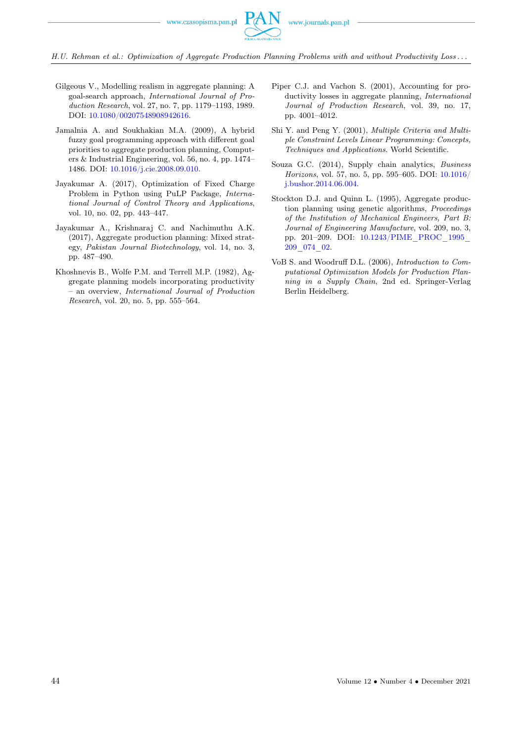Gilgeous V., Modelling realism in aggregate planning: A goal-search approach, *International Journal of Production Research*, vol. 27, no. 7, pp. 1179–1193, 1989. DOI: 10.1080/00207548908942616.

Jamalnia A. and Soukhakian M.A. (2009), A hybrid fuzzy goal programming approach with different goal priorities to aggregate production planning, Computers & Industrial Engineering, vol. 56, no. 4, pp. 1474–1486. DOI: 10.1016/j.cie.2008.09.010.

Jayakumar A. (2017), Optimization of Fixed Charge Problem in Python using PuLP Package, *International Journal of Control Theory and Applications*, vol. 10, no. 02, pp. 443–447.

Jayakumar A., Krishnaraj C. and Nachimuthu A.K. (2017), Aggregate production planning: Mixed strategy, *Pakistan Journal Biotechnology*, vol. 14, no. 3, pp. 487–490.

Khoshnevis B., Wolfe P.M. and Terrell M.P. (1982), Aggregate planning models incorporating productivity – an overview, *International Journal of Production Research*, vol. 20, no. 5, pp. 555–564.

Piper C.J. and Vachon S. (2001), Accounting for productivity losses in aggregate planning, *International Journal of Production Research*, vol. 39, no. 17, pp. 4001–4012.

Shi Y. and Peng Y. (2001), *Multiple Criteria and Multiple Constraint Levels Linear Programming: Concepts, Techniques and Applications*. World Scientific.

Souza G.C. (2014), Supply chain analytics, *Business Horizons*, vol. 57, no. 5, pp. 595–605. DOI: 10.1016/j.bushor.2014.06.004.

Stockton D.J. and Quinn L. (1995), Aggregate production planning using genetic algorithms, *Proceedings of the Institution of Mechanical Engineers, Part B: Journal of Engineering Manufacture*, vol. 209, no. 3, pp. 201–209. DOI: 10.1243/PIME_PROC_1995_209_074_02.

VoB S. and Woodruff D.L. (2006), *Introduction to Computational Optimization Models for Production Planning in a Supply Chain*, 2nd ed. Springer-Verlag Berlin Heidelberg.